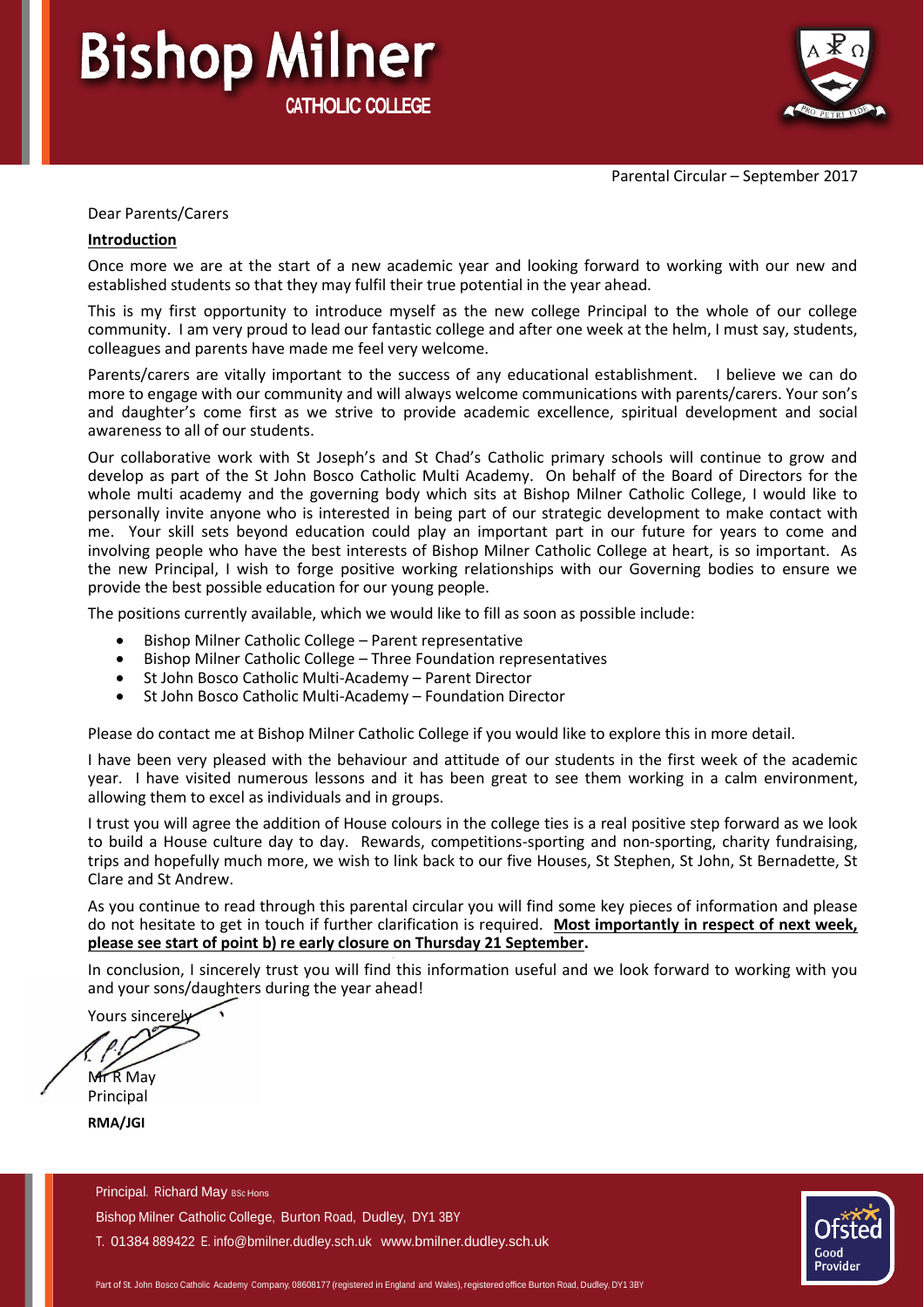# Bishop Milner
CATHOLIC COLLEGE

Parental Circular – September 2017

Dear Parents/Carers

**Introduction**

Once more we are at the start of a new academic year and looking forward to working with our new and established students so that they may fulfil their true potential in the year ahead.

This is my first opportunity to introduce myself as the new college Principal to the whole of our college community. I am very proud to lead our fantastic college and after one week at the helm, I must say, students, colleagues and parents have made me feel very welcome.

Parents/carers are vitally important to the success of any educational establishment. I believe we can do more to engage with our community and will always welcome communications with parents/carers. Your son's and daughter's come first as we strive to provide academic excellence, spiritual development and social awareness to all of our students.

Our collaborative work with St Joseph's and St Chad's Catholic primary schools will continue to grow and develop as part of the St John Bosco Catholic Multi Academy. On behalf of the Board of Directors for the whole multi academy and the governing body which sits at Bishop Milner Catholic College, I would like to personally invite anyone who is interested in being part of our strategic development to make contact with me. Your skill sets beyond education could play an important part in our future for years to come and involving people who have the best interests of Bishop Milner Catholic College at heart, is so important. As the new Principal, I wish to forge positive working relationships with our Governing bodies to ensure we provide the best possible education for our young people.

The positions currently available, which we would like to fill as soon as possible include:

- Bishop Milner Catholic College – Parent representative
- Bishop Milner Catholic College – Three Foundation representatives
- St John Bosco Catholic Multi-Academy – Parent Director
- St John Bosco Catholic Multi-Academy – Foundation Director

Please do contact me at Bishop Milner Catholic College if you would like to explore this in more detail.

I have been very pleased with the behaviour and attitude of our students in the first week of the academic year. I have visited numerous lessons and it has been great to see them working in a calm environment, allowing them to excel as individuals and in groups.

I trust you will agree the addition of House colours in the college ties is a real positive step forward as we look to build a House culture day to day. Rewards, competitions-sporting and non-sporting, charity fundraising, trips and hopefully much more, we wish to link back to our five Houses, St Stephen, St John, St Bernadette, St Clare and St Andrew.

As you continue to read through this parental circular you will find some key pieces of information and please do not hesitate to get in touch if further clarification is required. **Most importantly in respect of next week, please see start of point b) re early closure on Thursday 21 September.**

In conclusion, I sincerely trust you will find this information useful and we look forward to working with you and your sons/daughters during the year ahead!

Yours sincerely

Mr R May
Principal

**RMA/JGI**

Principal. Richard May BSc Hons

Bishop Milner Catholic College, Burton Road, Dudley, DY1 3BY

T. 01384 889422 E. info@bmilner.dudley.sch.uk www.bmilner.dudley.sch.uk

Ofsted Good Provider

Part of St. John Bosco Catholic Academy Company, 08608177 (registered in England and Wales), registered office Burton Road, Dudley, DY1 3BY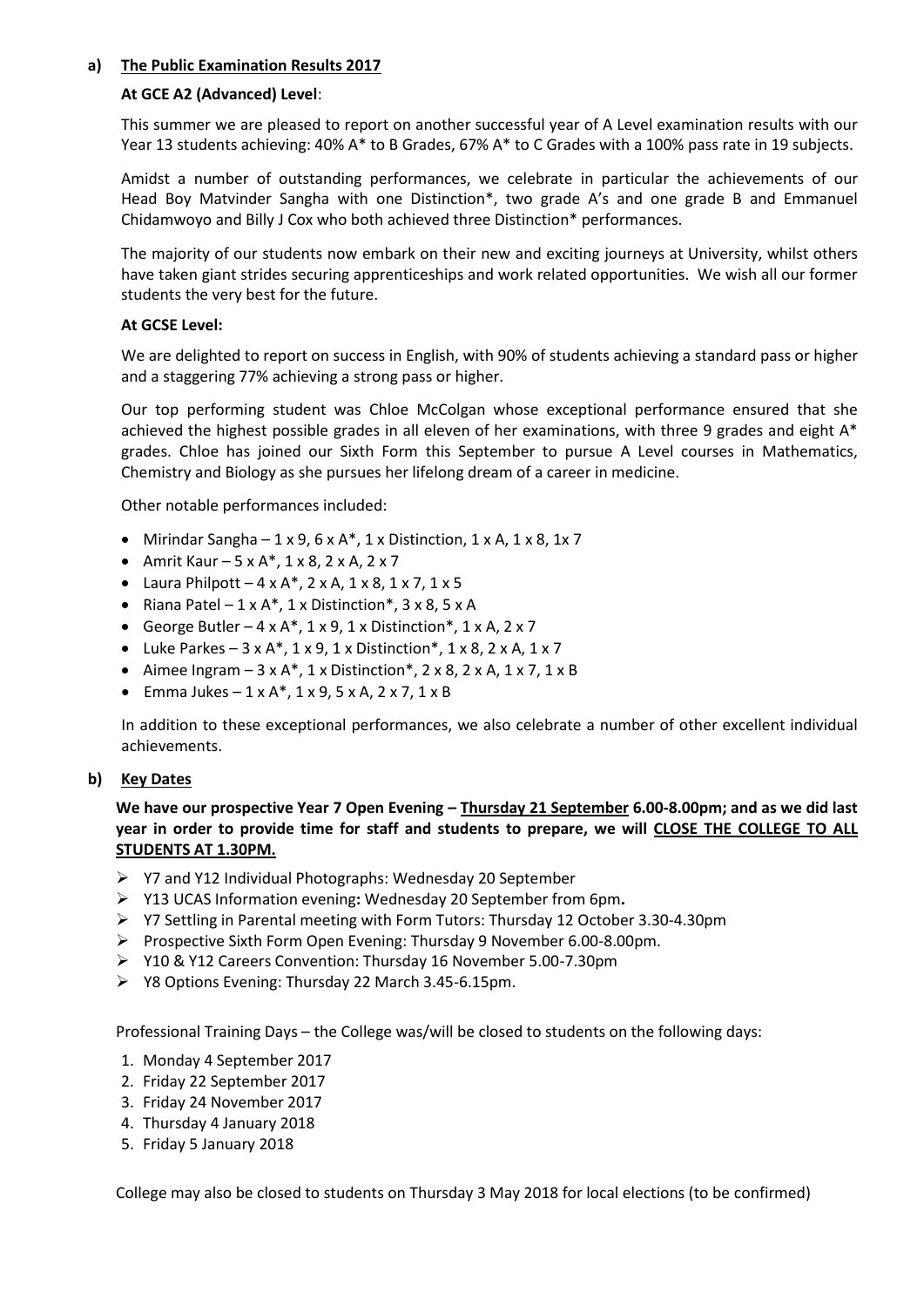**a) The Public Examination Results 2017**

**At GCE A2 (Advanced) Level**:

This summer we are pleased to report on another successful year of A Level examination results with our Year 13 students achieving: 40% A* to B Grades, 67% A* to C Grades with a 100% pass rate in 19 subjects.

Amidst a number of outstanding performances, we celebrate in particular the achievements of our Head Boy Matvinder Sangha with one Distinction*, two grade A's and one grade B and Emmanuel Chidamwoyo and Billy J Cox who both achieved three Distinction* performances.

The majority of our students now embark on their new and exciting journeys at University, whilst others have taken giant strides securing apprenticeships and work related opportunities. We wish all our former students the very best for the future.

**At GCSE Level:**

We are delighted to report on success in English, with 90% of students achieving a standard pass or higher and a staggering 77% achieving a strong pass or higher.

Our top performing student was Chloe McColgan whose exceptional performance ensured that she achieved the highest possible grades in all eleven of her examinations, with three 9 grades and eight A* grades. Chloe has joined our Sixth Form this September to pursue A Level courses in Mathematics, Chemistry and Biology as she pursues her lifelong dream of a career in medicine.

Other notable performances included:

- Mirindar Sangha – 1 x 9, 6 x A*, 1 x Distinction, 1 x A, 1 x 8, 1x 7
- Amrit Kaur – 5 x A*, 1 x 8, 2 x A, 2 x 7
- Laura Philpott – 4 x A*, 2 x A, 1 x 8, 1 x 7, 1 x 5
- Riana Patel – 1 x A*, 1 x Distinction*, 3 x 8, 5 x A
- George Butler – 4 x A*, 1 x 9, 1 x Distinction*, 1 x A, 2 x 7
- Luke Parkes – 3 x A*, 1 x 9, 1 x Distinction*, 1 x 8, 2 x A, 1 x 7
- Aimee Ingram – 3 x A*, 1 x Distinction*, 2 x 8, 2 x A, 1 x 7, 1 x B
- Emma Jukes – 1 x A*, 1 x 9, 5 x A, 2 x 7, 1 x B

In addition to these exceptional performances, we also celebrate a number of other excellent individual achievements.

**b) Key Dates**

**We have our prospective Year 7 Open Evening – Thursday 21 September 6.00-8.00pm; and as we did last year in order to provide time for staff and students to prepare, we will CLOSE THE COLLEGE TO ALL STUDENTS AT 1.30PM.**

- Y7 and Y12 Individual Photographs: Wednesday 20 September
- Y13 UCAS Information evening**:** Wednesday 20 September from 6pm**.**
- Y7 Settling in Parental meeting with Form Tutors: Thursday 12 October 3.30-4.30pm
- Prospective Sixth Form Open Evening: Thursday 9 November 6.00-8.00pm.
- Y10 & Y12 Careers Convention: Thursday 16 November 5.00-7.30pm
- Y8 Options Evening: Thursday 22 March 3.45-6.15pm.

Professional Training Days – the College was/will be closed to students on the following days:

1. Monday 4 September 2017
2. Friday 22 September 2017
3. Friday 24 November 2017
4. Thursday 4 January 2018
5. Friday 5 January 2018

College may also be closed to students on Thursday 3 May 2018 for local elections (to be confirmed)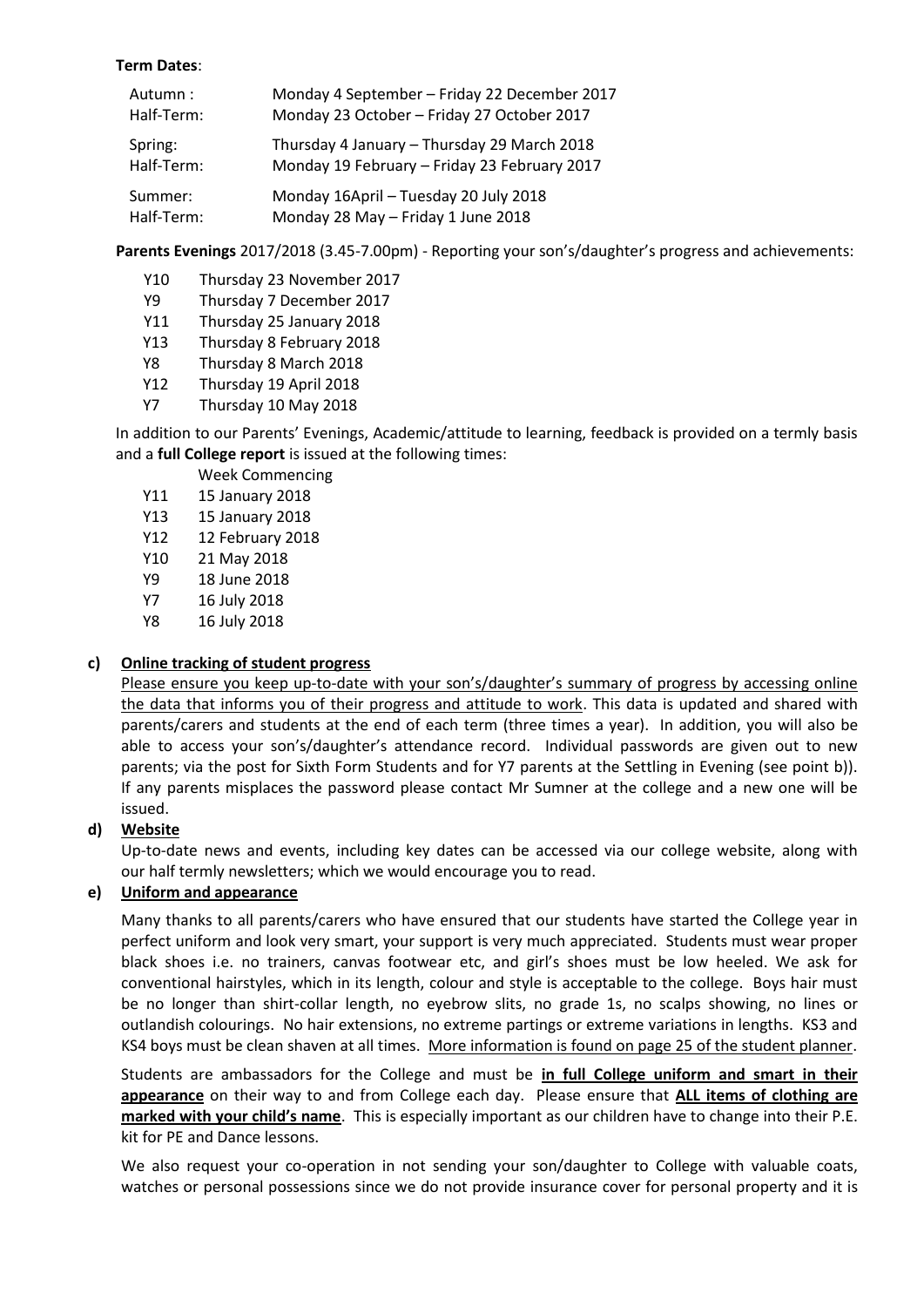**Term Dates**:

| | |
|---|---|
| Autumn : | Monday 4 September – Friday 22 December 2017 |
| Half-Term: | Monday 23 October – Friday 27 October 2017 |
| Spring: | Thursday 4 January – Thursday 29 March 2018 |
| Half-Term: | Monday 19 February – Friday 23 February 2017 |
| Summer: | Monday 16April – Tuesday 20 July 2018 |
| Half-Term: | Monday 28 May – Friday 1 June 2018 |

**Parents Evenings** 2017/2018 (3.45-7.00pm) - Reporting your son's/daughter's progress and achievements:

| | |
|---|---|
| Y10 | Thursday 23 November 2017 |
| Y9 | Thursday 7 December 2017 |
| Y11 | Thursday 25 January 2018 |
| Y13 | Thursday 8 February 2018 |
| Y8 | Thursday 8 March 2018 |
| Y12 | Thursday 19 April 2018 |
| Y7 | Thursday 10 May 2018 |

In addition to our Parents' Evenings, Academic/attitude to learning, feedback is provided on a termly basis and a **full College report** is issued at the following times:

| | Week Commencing |
|---|---|
| Y11 | 15 January 2018 |
| Y13 | 15 January 2018 |
| Y12 | 12 February 2018 |
| Y10 | 21 May 2018 |
| Y9 | 18 June 2018 |
| Y7 | 16 July 2018 |
| Y8 | 16 July 2018 |

**c) Online tracking of student progress**

Please ensure you keep up-to-date with your son's/daughter's summary of progress by accessing online the data that informs you of their progress and attitude to work. This data is updated and shared with parents/carers and students at the end of each term (three times a year). In addition, you will also be able to access your son's/daughter's attendance record. Individual passwords are given out to new parents; via the post for Sixth Form Students and for Y7 parents at the Settling in Evening (see point b)). If any parents misplaces the password please contact Mr Sumner at the college and a new one will be issued.

**d) Website**

Up-to-date news and events, including key dates can be accessed via our college website, along with our half termly newsletters; which we would encourage you to read.

**e) Uniform and appearance**

Many thanks to all parents/carers who have ensured that our students have started the College year in perfect uniform and look very smart, your support is very much appreciated. Students must wear proper black shoes i.e. no trainers, canvas footwear etc, and girl's shoes must be low heeled. We ask for conventional hairstyles, which in its length, colour and style is acceptable to the college. Boys hair must be no longer than shirt-collar length, no eyebrow slits, no grade 1s, no scalps showing, no lines or outlandish colourings. No hair extensions, no extreme partings or extreme variations in lengths. KS3 and KS4 boys must be clean shaven at all times. More information is found on page 25 of the student planner.

Students are ambassadors for the College and must be **in full College uniform and smart in their appearance** on their way to and from College each day. Please ensure that **ALL items of clothing are marked with your child's name**. This is especially important as our children have to change into their P.E. kit for PE and Dance lessons.

We also request your co-operation in not sending your son/daughter to College with valuable coats, watches or personal possessions since we do not provide insurance cover for personal property and it is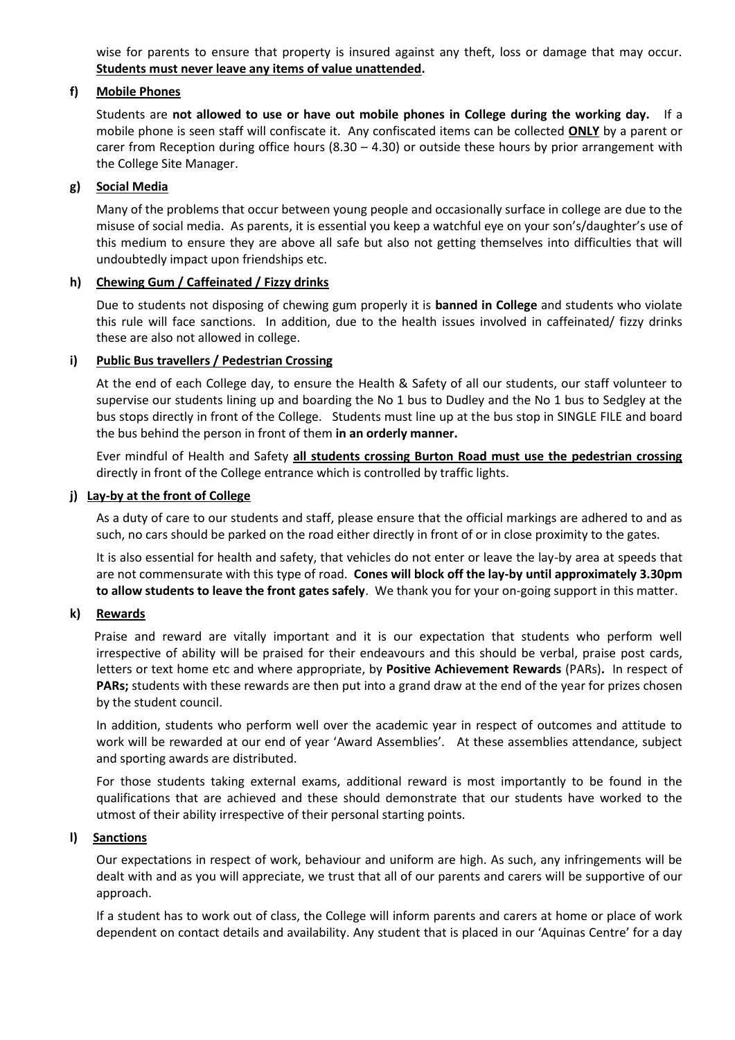wise for parents to ensure that property is insured against any theft, loss or damage that may occur. **Students must never leave any items of value unattended.**

**f) Mobile Phones**

Students are **not allowed to use or have out mobile phones in College during the working day.** If a mobile phone is seen staff will confiscate it. Any confiscated items can be collected **ONLY** by a parent or carer from Reception during office hours (8.30 – 4.30) or outside these hours by prior arrangement with the College Site Manager.

**g) Social Media**

Many of the problems that occur between young people and occasionally surface in college are due to the misuse of social media. As parents, it is essential you keep a watchful eye on your son's/daughter's use of this medium to ensure they are above all safe but also not getting themselves into difficulties that will undoubtedly impact upon friendships etc.

**h) Chewing Gum / Caffeinated / Fizzy drinks**

Due to students not disposing of chewing gum properly it is **banned in College** and students who violate this rule will face sanctions. In addition, due to the health issues involved in caffeinated/ fizzy drinks these are also not allowed in college.

**i) Public Bus travellers / Pedestrian Crossing**

At the end of each College day, to ensure the Health & Safety of all our students, our staff volunteer to supervise our students lining up and boarding the No 1 bus to Dudley and the No 1 bus to Sedgley at the bus stops directly in front of the College. Students must line up at the bus stop in SINGLE FILE and board the bus behind the person in front of them **in an orderly manner.**

Ever mindful of Health and Safety **all students crossing Burton Road must use the pedestrian crossing** directly in front of the College entrance which is controlled by traffic lights.

**j) Lay-by at the front of College**

As a duty of care to our students and staff, please ensure that the official markings are adhered to and as such, no cars should be parked on the road either directly in front of or in close proximity to the gates.

It is also essential for health and safety, that vehicles do not enter or leave the lay-by area at speeds that are not commensurate with this type of road. **Cones will block off the lay-by until approximately 3.30pm to allow students to leave the front gates safely**. We thank you for your on-going support in this matter.

**k) Rewards**

Praise and reward are vitally important and it is our expectation that students who perform well irrespective of ability will be praised for their endeavours and this should be verbal, praise post cards, letters or text home etc and where appropriate, by **Positive Achievement Rewards** (PARs)**.** In respect of **PARs;** students with these rewards are then put into a grand draw at the end of the year for prizes chosen by the student council.

In addition, students who perform well over the academic year in respect of outcomes and attitude to work will be rewarded at our end of year 'Award Assemblies'. At these assemblies attendance, subject and sporting awards are distributed.

For those students taking external exams, additional reward is most importantly to be found in the qualifications that are achieved and these should demonstrate that our students have worked to the utmost of their ability irrespective of their personal starting points.

**l) Sanctions**

Our expectations in respect of work, behaviour and uniform are high. As such, any infringements will be dealt with and as you will appreciate, we trust that all of our parents and carers will be supportive of our approach.

If a student has to work out of class, the College will inform parents and carers at home or place of work dependent on contact details and availability. Any student that is placed in our 'Aquinas Centre' for a day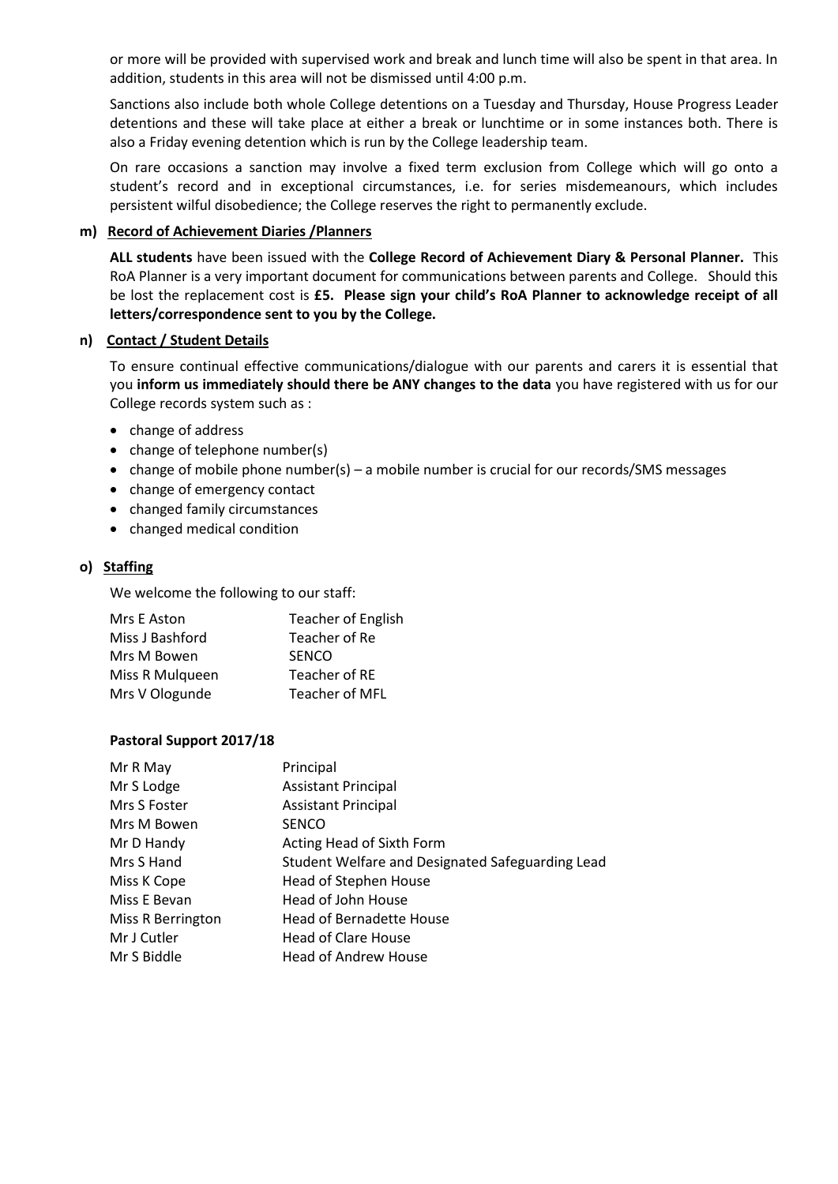or more will be provided with supervised work and break and lunch time will also be spent in that area. In addition, students in this area will not be dismissed until 4:00 p.m.

Sanctions also include both whole College detentions on a Tuesday and Thursday, House Progress Leader detentions and these will take place at either a break or lunchtime or in some instances both. There is also a Friday evening detention which is run by the College leadership team.

On rare occasions a sanction may involve a fixed term exclusion from College which will go onto a student's record and in exceptional circumstances, i.e. for series misdemeanours, which includes persistent wilful disobedience; the College reserves the right to permanently exclude.

**m) Record of Achievement Diaries /Planners**

**ALL students** have been issued with the **College Record of Achievement Diary & Personal Planner.** This RoA Planner is a very important document for communications between parents and College. Should this be lost the replacement cost is **£5. Please sign your child's RoA Planner to acknowledge receipt of all letters/correspondence sent to you by the College.**

**n) Contact / Student Details**

To ensure continual effective communications/dialogue with our parents and carers it is essential that you **inform us immediately should there be ANY changes to the data** you have registered with us for our College records system such as :

- change of address
- change of telephone number(s)
- change of mobile phone number(s) – a mobile number is crucial for our records/SMS messages
- change of emergency contact
- changed family circumstances
- changed medical condition

**o) Staffing**

We welcome the following to our staff:

| | |
|---|---|
| Mrs E Aston | Teacher of English |
| Miss J Bashford | Teacher of Re |
| Mrs M Bowen | SENCO |
| Miss R Mulqueen | Teacher of RE |
| Mrs V Ologunde | Teacher of MFL |

**Pastoral Support 2017/18**

| | |
|---|---|
| Mr R May | Principal |
| Mr S Lodge | Assistant Principal |
| Mrs S Foster | Assistant Principal |
| Mrs M Bowen | SENCO |
| Mr D Handy | Acting Head of Sixth Form |
| Mrs S Hand | Student Welfare and Designated Safeguarding Lead |
| Miss K Cope | Head of Stephen House |
| Miss E Bevan | Head of John House |
| Miss R Berrington | Head of Bernadette House |
| Mr J Cutler | Head of Clare House |
| Mr S Biddle | Head of Andrew House |